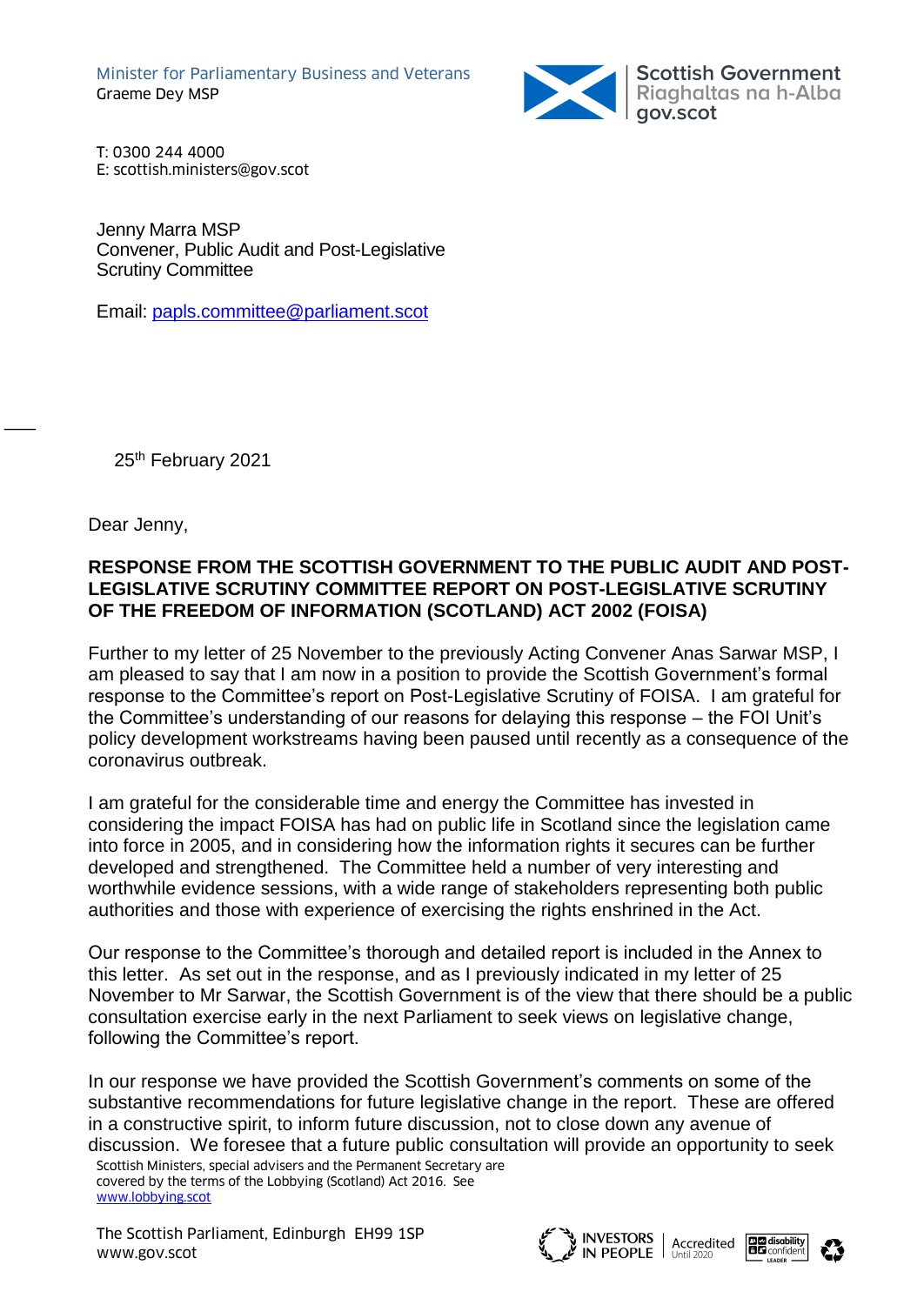Minister for Parliamentary Business and Veterans
Graeme Dey MSP

Scottish Government
Riaghaltas na h-Alba
gov.scot

T: 0300 244 4000
E: scottish.ministers@gov.scot

Jenny Marra MSP
Convener, Public Audit and Post-Legislative Scrutiny Committee

Email: papls.committee@parliament.scot

25th February 2021

Dear Jenny,

**RESPONSE FROM THE SCOTTISH GOVERNMENT TO THE PUBLIC AUDIT AND POST-LEGISLATIVE SCRUTINY COMMITTEE REPORT ON POST-LEGISLATIVE SCRUTINY OF THE FREEDOM OF INFORMATION (SCOTLAND) ACT 2002 (FOISA)**

Further to my letter of 25 November to the previously Acting Convener Anas Sarwar MSP, I am pleased to say that I am now in a position to provide the Scottish Government's formal response to the Committee's report on Post-Legislative Scrutiny of FOISA. I am grateful for the Committee's understanding of our reasons for delaying this response – the FOI Unit's policy development workstreams having been paused until recently as a consequence of the coronavirus outbreak.

I am grateful for the considerable time and energy the Committee has invested in considering the impact FOISA has had on public life in Scotland since the legislation came into force in 2005, and in considering how the information rights it secures can be further developed and strengthened. The Committee held a number of very interesting and worthwhile evidence sessions, with a wide range of stakeholders representing both public authorities and those with experience of exercising the rights enshrined in the Act.

Our response to the Committee's thorough and detailed report is included in the Annex to this letter. As set out in the response, and as I previously indicated in my letter of 25 November to Mr Sarwar, the Scottish Government is of the view that there should be a public consultation exercise early in the next Parliament to seek views on legislative change, following the Committee's report.

In our response we have provided the Scottish Government's comments on some of the substantive recommendations for future legislative change in the report. These are offered in a constructive spirit, to inform future discussion, not to close down any avenue of discussion. We foresee that a future public consultation will provide an opportunity to seek

Scottish Ministers, special advisers and the Permanent Secretary are covered by the terms of the Lobbying (Scotland) Act 2016. See www.lobbying.scot

The Scottish Parliament, Edinburgh EH99 1SP
www.gov.scot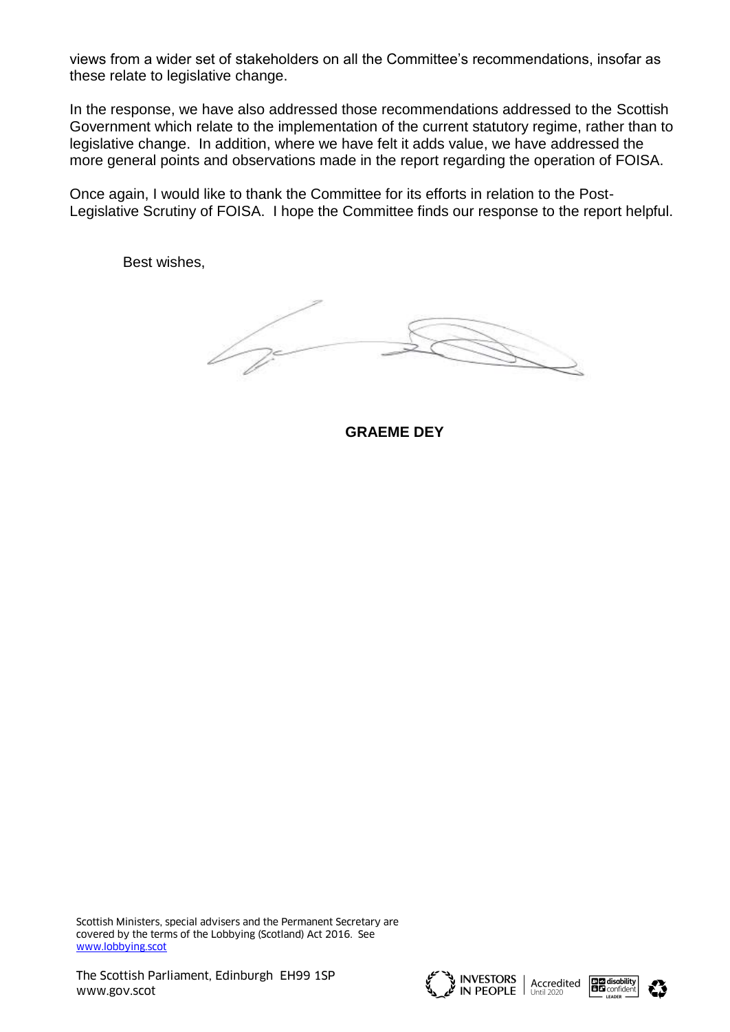views from a wider set of stakeholders on all the Committee's recommendations, insofar as these relate to legislative change.

In the response, we have also addressed those recommendations addressed to the Scottish Government which relate to the implementation of the current statutory regime, rather than to legislative change. In addition, where we have felt it adds value, we have addressed the more general points and observations made in the report regarding the operation of FOISA.

Once again, I would like to thank the Committee for its efforts in relation to the Post-Legislative Scrutiny of FOISA. I hope the Committee finds our response to the report helpful.

Best wishes,

**GRAEME DEY**

Scottish Ministers, special advisers and the Permanent Secretary are covered by the terms of the Lobbying (Scotland) Act 2016. See www.lobbying.scot

The Scottish Parliament, Edinburgh EH99 1SP
www.gov.scot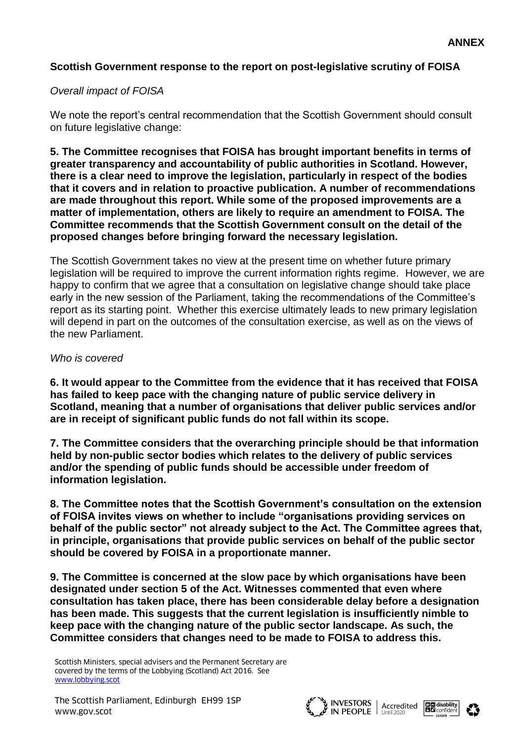**ANNEX**

**Scottish Government response to the report on post-legislative scrutiny of FOISA**

*Overall impact of FOISA*

We note the report's central recommendation that the Scottish Government should consult on future legislative change:

**5. The Committee recognises that FOISA has brought important benefits in terms of greater transparency and accountability of public authorities in Scotland. However, there is a clear need to improve the legislation, particularly in respect of the bodies that it covers and in relation to proactive publication. A number of recommendations are made throughout this report. While some of the proposed improvements are a matter of implementation, others are likely to require an amendment to FOISA. The Committee recommends that the Scottish Government consult on the detail of the proposed changes before bringing forward the necessary legislation.**

The Scottish Government takes no view at the present time on whether future primary legislation will be required to improve the current information rights regime. However, we are happy to confirm that we agree that a consultation on legislative change should take place early in the new session of the Parliament, taking the recommendations of the Committee's report as its starting point. Whether this exercise ultimately leads to new primary legislation will depend in part on the outcomes of the consultation exercise, as well as on the views of the new Parliament.

*Who is covered*

**6. It would appear to the Committee from the evidence that it has received that FOISA has failed to keep pace with the changing nature of public service delivery in Scotland, meaning that a number of organisations that deliver public services and/or are in receipt of significant public funds do not fall within its scope.**

**7. The Committee considers that the overarching principle should be that information held by non-public sector bodies which relates to the delivery of public services and/or the spending of public funds should be accessible under freedom of information legislation.**

**8. The Committee notes that the Scottish Government's consultation on the extension of FOISA invites views on whether to include "organisations providing services on behalf of the public sector" not already subject to the Act. The Committee agrees that, in principle, organisations that provide public services on behalf of the public sector should be covered by FOISA in a proportionate manner.**

**9. The Committee is concerned at the slow pace by which organisations have been designated under section 5 of the Act. Witnesses commented that even where consultation has taken place, there has been considerable delay before a designation has been made. This suggests that the current legislation is insufficiently nimble to keep pace with the changing nature of the public sector landscape. As such, the Committee considers that changes need to be made to FOISA to address this.**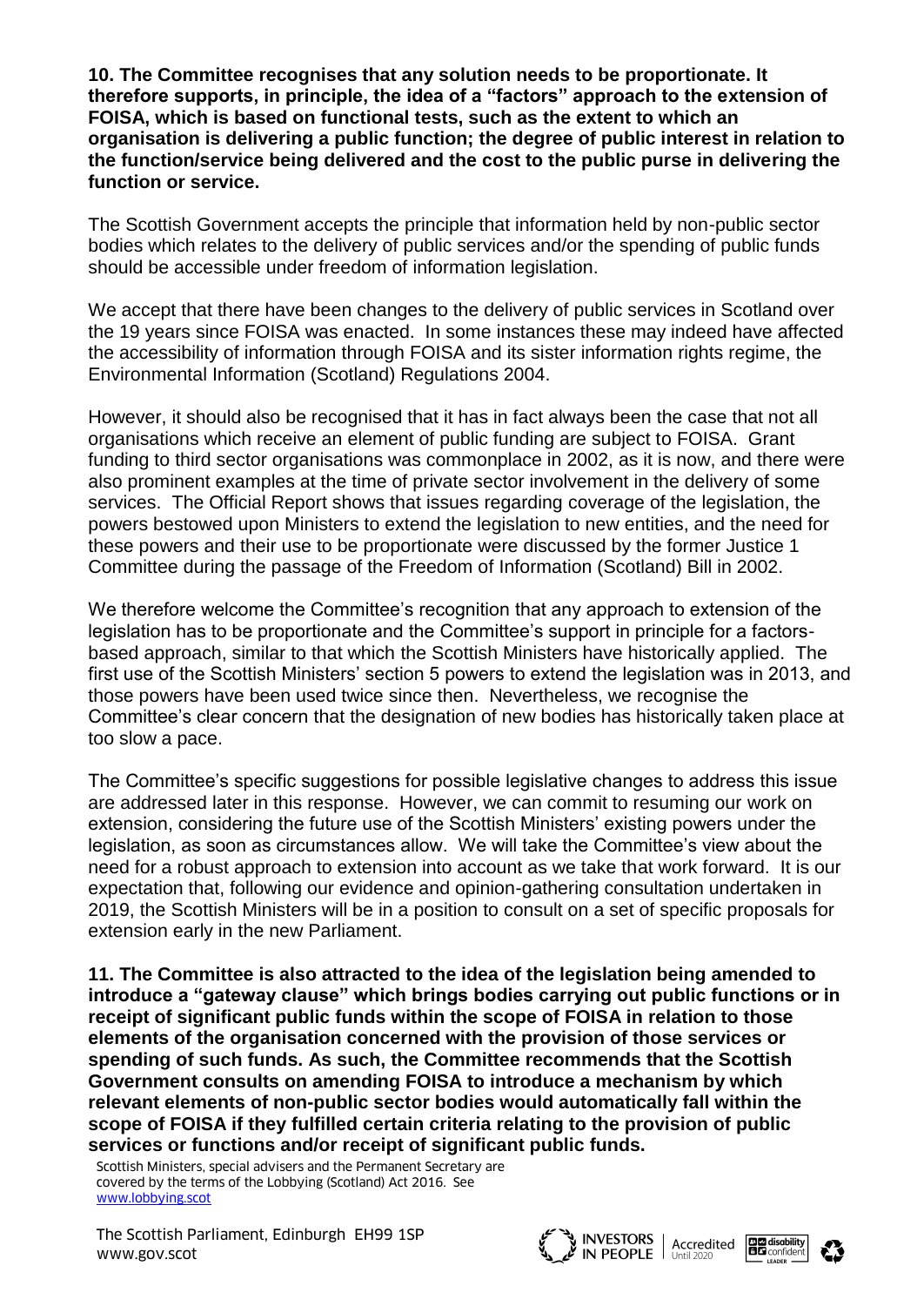**10. The Committee recognises that any solution needs to be proportionate. It therefore supports, in principle, the idea of a "factors" approach to the extension of FOISA, which is based on functional tests, such as the extent to which an organisation is delivering a public function; the degree of public interest in relation to the function/service being delivered and the cost to the public purse in delivering the function or service.**

The Scottish Government accepts the principle that information held by non-public sector bodies which relates to the delivery of public services and/or the spending of public funds should be accessible under freedom of information legislation.

We accept that there have been changes to the delivery of public services in Scotland over the 19 years since FOISA was enacted. In some instances these may indeed have affected the accessibility of information through FOISA and its sister information rights regime, the Environmental Information (Scotland) Regulations 2004.

However, it should also be recognised that it has in fact always been the case that not all organisations which receive an element of public funding are subject to FOISA. Grant funding to third sector organisations was commonplace in 2002, as it is now, and there were also prominent examples at the time of private sector involvement in the delivery of some services. The Official Report shows that issues regarding coverage of the legislation, the powers bestowed upon Ministers to extend the legislation to new entities, and the need for these powers and their use to be proportionate were discussed by the former Justice 1 Committee during the passage of the Freedom of Information (Scotland) Bill in 2002.

We therefore welcome the Committee's recognition that any approach to extension of the legislation has to be proportionate and the Committee's support in principle for a factors-based approach, similar to that which the Scottish Ministers have historically applied. The first use of the Scottish Ministers' section 5 powers to extend the legislation was in 2013, and those powers have been used twice since then. Nevertheless, we recognise the Committee's clear concern that the designation of new bodies has historically taken place at too slow a pace.

The Committee's specific suggestions for possible legislative changes to address this issue are addressed later in this response. However, we can commit to resuming our work on extension, considering the future use of the Scottish Ministers' existing powers under the legislation, as soon as circumstances allow. We will take the Committee's view about the need for a robust approach to extension into account as we take that work forward. It is our expectation that, following our evidence and opinion-gathering consultation undertaken in 2019, the Scottish Ministers will be in a position to consult on a set of specific proposals for extension early in the new Parliament.

**11. The Committee is also attracted to the idea of the legislation being amended to introduce a "gateway clause" which brings bodies carrying out public functions or in receipt of significant public funds within the scope of FOISA in relation to those elements of the organisation concerned with the provision of those services or spending of such funds. As such, the Committee recommends that the Scottish Government consults on amending FOISA to introduce a mechanism by which relevant elements of non-public sector bodies would automatically fall within the scope of FOISA if they fulfilled certain criteria relating to the provision of public services or functions and/or receipt of significant public funds.**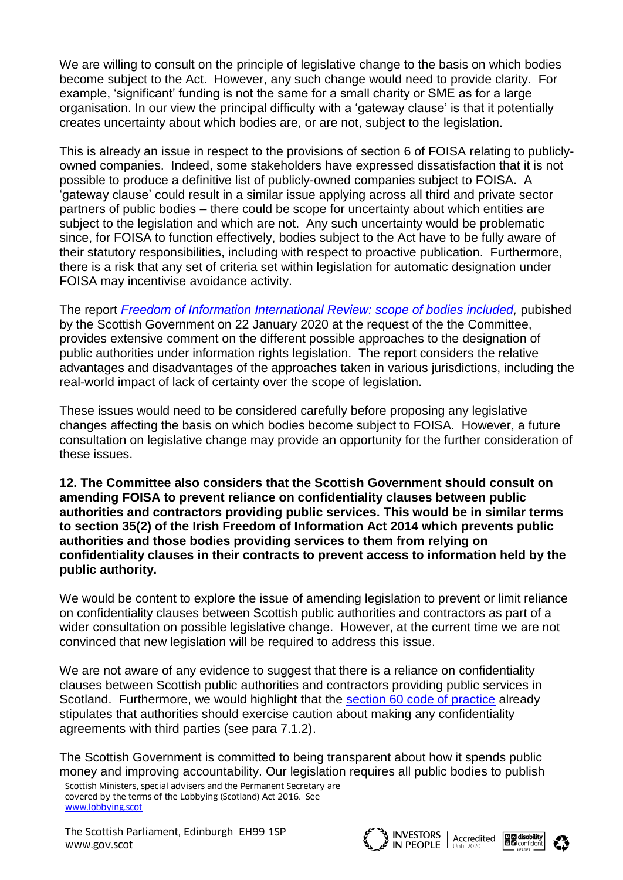We are willing to consult on the principle of legislative change to the basis on which bodies become subject to the Act. However, any such change would need to provide clarity. For example, 'significant' funding is not the same for a small charity or SME as for a large organisation. In our view the principal difficulty with a 'gateway clause' is that it potentially creates uncertainty about which bodies are, or are not, subject to the legislation.

This is already an issue in respect to the provisions of section 6 of FOISA relating to publicly-owned companies. Indeed, some stakeholders have expressed dissatisfaction that it is not possible to produce a definitive list of publicly-owned companies subject to FOISA. A 'gateway clause' could result in a similar issue applying across all third and private sector partners of public bodies – there could be scope for uncertainty about which entities are subject to the legislation and which are not. Any such uncertainty would be problematic since, for FOISA to function effectively, bodies subject to the Act have to be fully aware of their statutory responsibilities, including with respect to proactive publication. Furthermore, there is a risk that any set of criteria set within legislation for automatic designation under FOISA may incentivise avoidance activity.

The report *Freedom of Information International Review: scope of bodies included,* pubished by the Scottish Government on 22 January 2020 at the request of the the Committee, provides extensive comment on the different possible approaches to the designation of public authorities under information rights legislation. The report considers the relative advantages and disadvantages of the approaches taken in various jurisdictions, including the real-world impact of lack of certainty over the scope of legislation.

These issues would need to be considered carefully before proposing any legislative changes affecting the basis on which bodies become subject to FOISA. However, a future consultation on legislative change may provide an opportunity for the further consideration of these issues.

**12. The Committee also considers that the Scottish Government should consult on amending FOISA to prevent reliance on confidentiality clauses between public authorities and contractors providing public services. This would be in similar terms to section 35(2) of the Irish Freedom of Information Act 2014 which prevents public authorities and those bodies providing services to them from relying on confidentiality clauses in their contracts to prevent access to information held by the public authority.**

We would be content to explore the issue of amending legislation to prevent or limit reliance on confidentiality clauses between Scottish public authorities and contractors as part of a wider consultation on possible legislative change. However, at the current time we are not convinced that new legislation will be required to address this issue.

We are not aware of any evidence to suggest that there is a reliance on confidentiality clauses between Scottish public authorities and contractors providing public services in Scotland. Furthermore, we would highlight that the section 60 code of practice already stipulates that authorities should exercise caution about making any confidentiality agreements with third parties (see para 7.1.2).

The Scottish Government is committed to being transparent about how it spends public money and improving accountability. Our legislation requires all public bodies to publish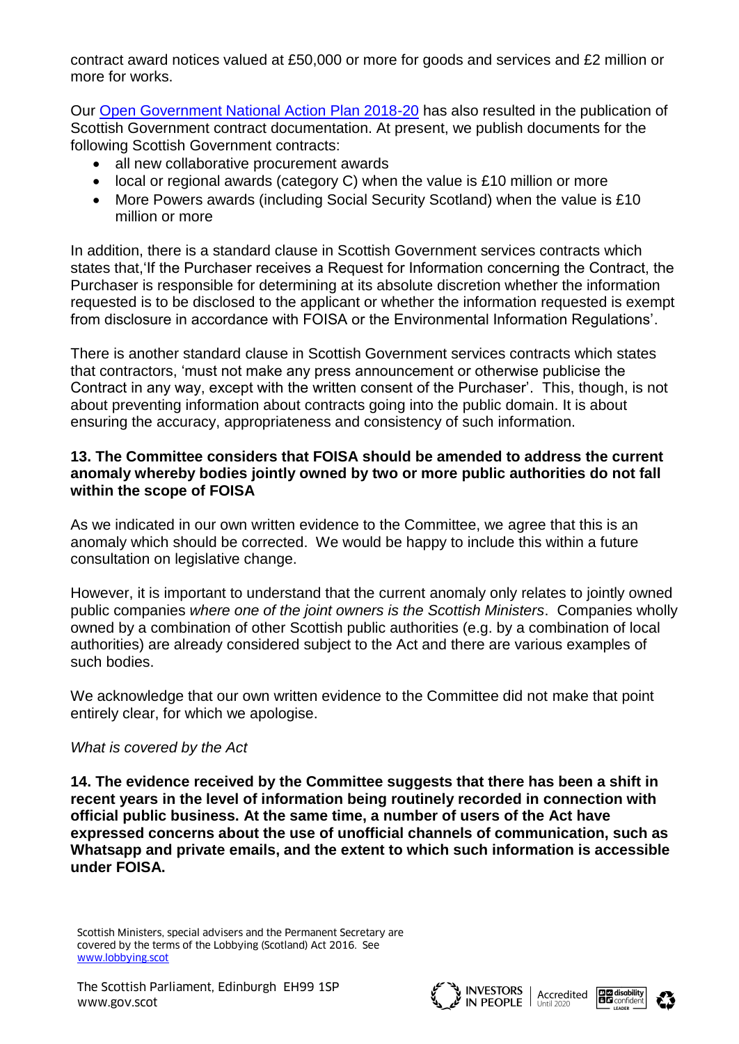contract award notices valued at £50,000 or more for goods and services and £2 million or more for works.

Our [Open Government National Action Plan 2018-20](#) has also resulted in the publication of Scottish Government contract documentation. At present, we publish documents for the following Scottish Government contracts:

- all new collaborative procurement awards
- local or regional awards (category C) when the value is £10 million or more
- More Powers awards (including Social Security Scotland) when the value is £10 million or more

In addition, there is a standard clause in Scottish Government services contracts which states that,'If the Purchaser receives a Request for Information concerning the Contract, the Purchaser is responsible for determining at its absolute discretion whether the information requested is to be disclosed to the applicant or whether the information requested is exempt from disclosure in accordance with FOISA or the Environmental Information Regulations'.

There is another standard clause in Scottish Government services contracts which states that contractors, 'must not make any press announcement or otherwise publicise the Contract in any way, except with the written consent of the Purchaser'. This, though, is not about preventing information about contracts going into the public domain. It is about ensuring the accuracy, appropriateness and consistency of such information.

**13. The Committee considers that FOISA should be amended to address the current anomaly whereby bodies jointly owned by two or more public authorities do not fall within the scope of FOISA**

As we indicated in our own written evidence to the Committee, we agree that this is an anomaly which should be corrected. We would be happy to include this within a future consultation on legislative change.

However, it is important to understand that the current anomaly only relates to jointly owned public companies *where one of the joint owners is the Scottish Ministers*. Companies wholly owned by a combination of other Scottish public authorities (e.g. by a combination of local authorities) are already considered subject to the Act and there are various examples of such bodies.

We acknowledge that our own written evidence to the Committee did not make that point entirely clear, for which we apologise.

*What is covered by the Act*

**14. The evidence received by the Committee suggests that there has been a shift in recent years in the level of information being routinely recorded in connection with official public business. At the same time, a number of users of the Act have expressed concerns about the use of unofficial channels of communication, such as Whatsapp and private emails, and the extent to which such information is accessible under FOISA.**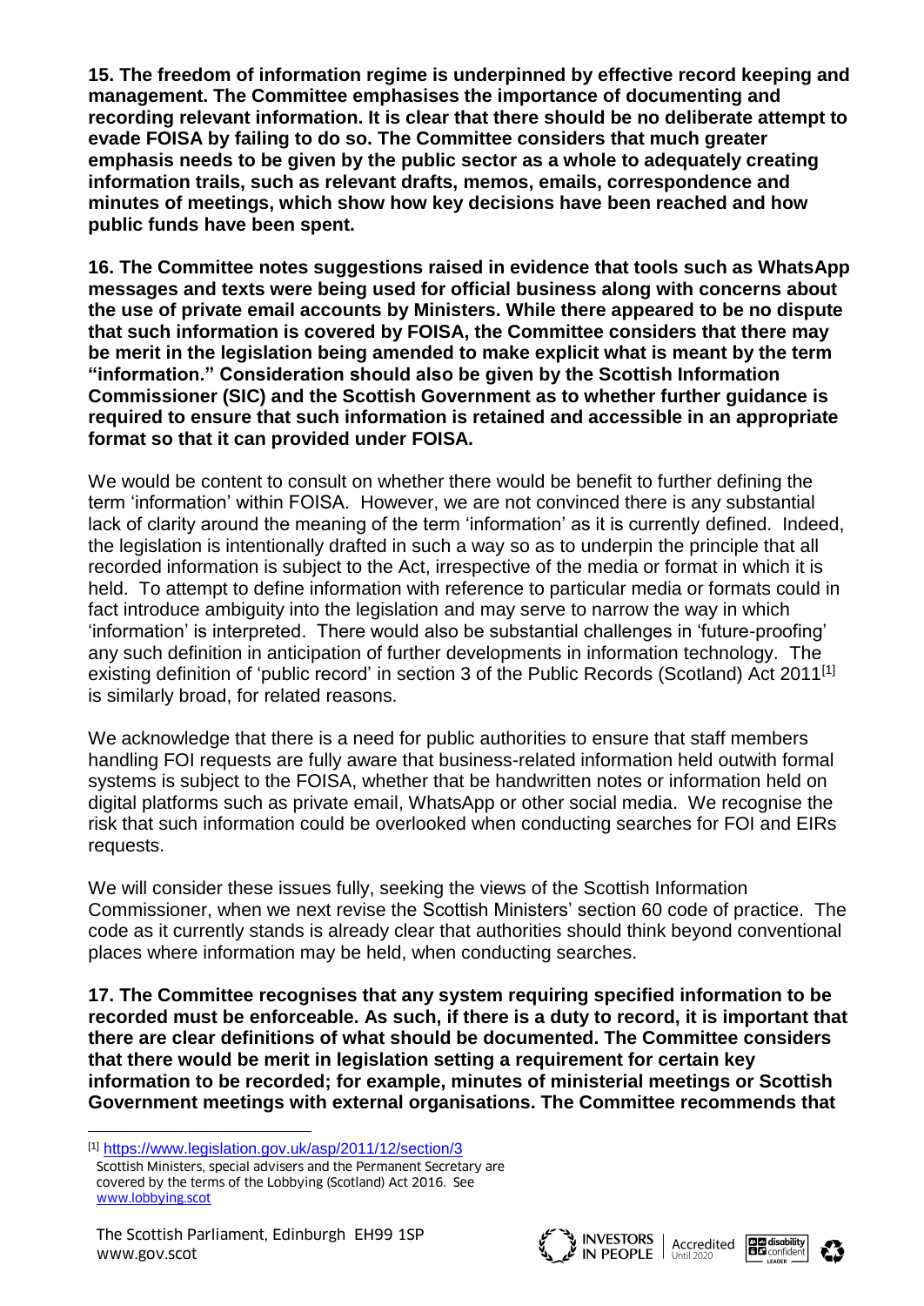**15. The freedom of information regime is underpinned by effective record keeping and management. The Committee emphasises the importance of documenting and recording relevant information. It is clear that there should be no deliberate attempt to evade FOISA by failing to do so. The Committee considers that much greater emphasis needs to be given by the public sector as a whole to adequately creating information trails, such as relevant drafts, memos, emails, correspondence and minutes of meetings, which show how key decisions have been reached and how public funds have been spent.**

**16. The Committee notes suggestions raised in evidence that tools such as WhatsApp messages and texts were being used for official business along with concerns about the use of private email accounts by Ministers. While there appeared to be no dispute that such information is covered by FOISA, the Committee considers that there may be merit in the legislation being amended to make explicit what is meant by the term "information." Consideration should also be given by the Scottish Information Commissioner (SIC) and the Scottish Government as to whether further guidance is required to ensure that such information is retained and accessible in an appropriate format so that it can provided under FOISA.**

We would be content to consult on whether there would be benefit to further defining the term 'information' within FOISA. However, we are not convinced there is any substantial lack of clarity around the meaning of the term 'information' as it is currently defined. Indeed, the legislation is intentionally drafted in such a way so as to underpin the principle that all recorded information is subject to the Act, irrespective of the media or format in which it is held. To attempt to define information with reference to particular media or formats could in fact introduce ambiguity into the legislation and may serve to narrow the way in which 'information' is interpreted. There would also be substantial challenges in 'future-proofing' any such definition in anticipation of further developments in information technology. The existing definition of 'public record' in section 3 of the Public Records (Scotland) Act 2011[1] is similarly broad, for related reasons.

We acknowledge that there is a need for public authorities to ensure that staff members handling FOI requests are fully aware that business-related information held outwith formal systems is subject to the FOISA, whether that be handwritten notes or information held on digital platforms such as private email, WhatsApp or other social media. We recognise the risk that such information could be overlooked when conducting searches for FOI and EIRs requests.

We will consider these issues fully, seeking the views of the Scottish Information Commissioner, when we next revise the Scottish Ministers' section 60 code of practice. The code as it currently stands is already clear that authorities should think beyond conventional places where information may be held, when conducting searches.

**17. The Committee recognises that any system requiring specified information to be recorded must be enforceable. As such, if there is a duty to record, it is important that there are clear definitions of what should be documented. The Committee considers that there would be merit in legislation setting a requirement for certain key information to be recorded; for example, minutes of ministerial meetings or Scottish Government meetings with external organisations. The Committee recommends that**

[1] https://www.legislation.gov.uk/asp/2011/12/section/3

Scottish Ministers, special advisers and the Permanent Secretary are covered by the terms of the Lobbying (Scotland) Act 2016. See www.lobbying.scot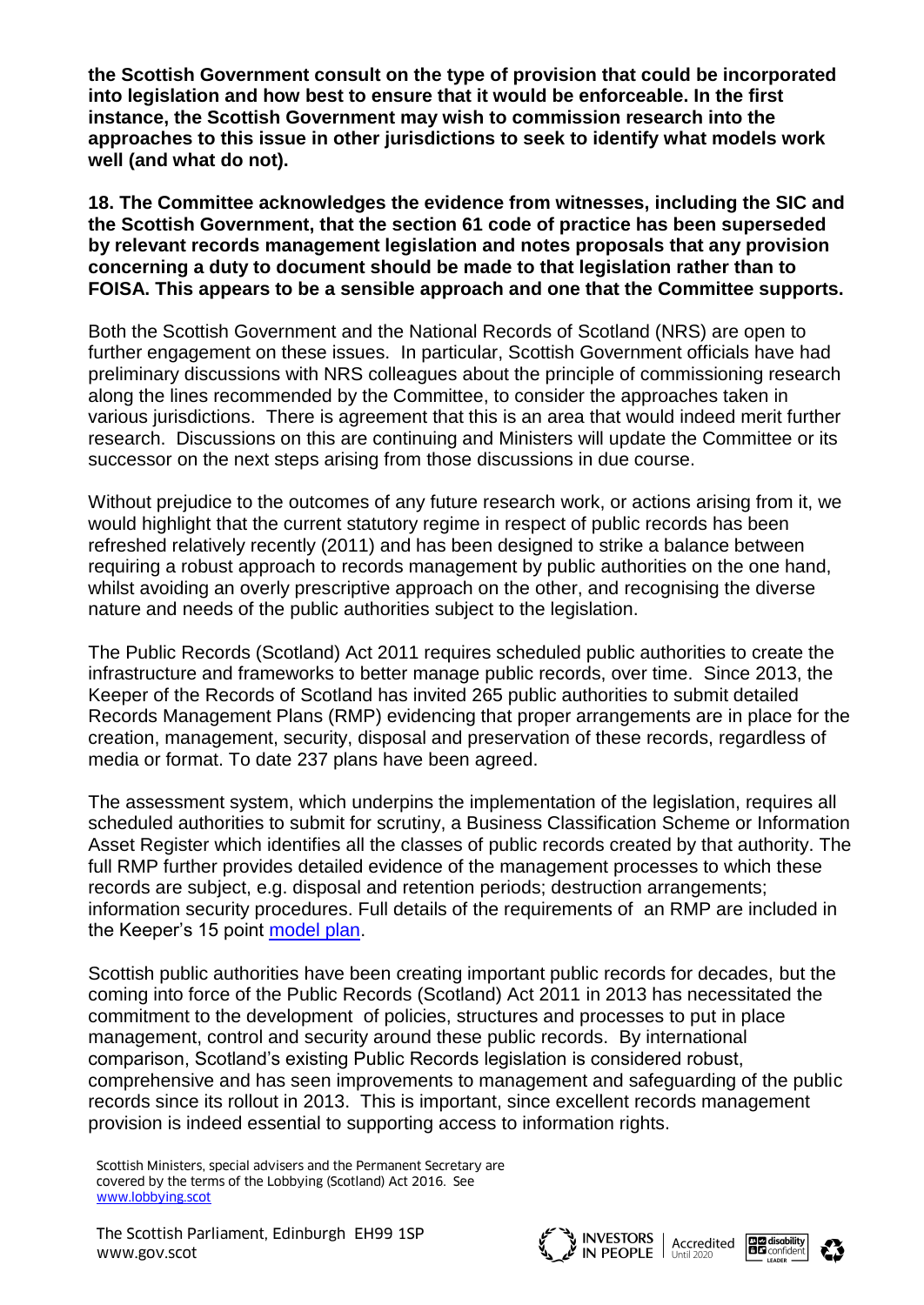**the Scottish Government consult on the type of provision that could be incorporated into legislation and how best to ensure that it would be enforceable. In the first instance, the Scottish Government may wish to commission research into the approaches to this issue in other jurisdictions to seek to identify what models work well (and what do not).**

**18. The Committee acknowledges the evidence from witnesses, including the SIC and the Scottish Government, that the section 61 code of practice has been superseded by relevant records management legislation and notes proposals that any provision concerning a duty to document should be made to that legislation rather than to FOISA. This appears to be a sensible approach and one that the Committee supports.**

Both the Scottish Government and the National Records of Scotland (NRS) are open to further engagement on these issues. In particular, Scottish Government officials have had preliminary discussions with NRS colleagues about the principle of commissioning research along the lines recommended by the Committee, to consider the approaches taken in various jurisdictions. There is agreement that this is an area that would indeed merit further research. Discussions on this are continuing and Ministers will update the Committee or its successor on the next steps arising from those discussions in due course.

Without prejudice to the outcomes of any future research work, or actions arising from it, we would highlight that the current statutory regime in respect of public records has been refreshed relatively recently (2011) and has been designed to strike a balance between requiring a robust approach to records management by public authorities on the one hand, whilst avoiding an overly prescriptive approach on the other, and recognising the diverse nature and needs of the public authorities subject to the legislation.

The Public Records (Scotland) Act 2011 requires scheduled public authorities to create the infrastructure and frameworks to better manage public records, over time. Since 2013, the Keeper of the Records of Scotland has invited 265 public authorities to submit detailed Records Management Plans (RMP) evidencing that proper arrangements are in place for the creation, management, security, disposal and preservation of these records, regardless of media or format. To date 237 plans have been agreed.

The assessment system, which underpins the implementation of the legislation, requires all scheduled authorities to submit for scrutiny, a Business Classification Scheme or Information Asset Register which identifies all the classes of public records created by that authority. The full RMP further provides detailed evidence of the management processes to which these records are subject, e.g. disposal and retention periods; destruction arrangements; information security procedures. Full details of the requirements of an RMP are included in the Keeper's 15 point model plan.

Scottish public authorities have been creating important public records for decades, but the coming into force of the Public Records (Scotland) Act 2011 in 2013 has necessitated the commitment to the development of policies, structures and processes to put in place management, control and security around these public records. By international comparison, Scotland's existing Public Records legislation is considered robust, comprehensive and has seen improvements to management and safeguarding of the public records since its rollout in 2013. This is important, since excellent records management provision is indeed essential to supporting access to information rights.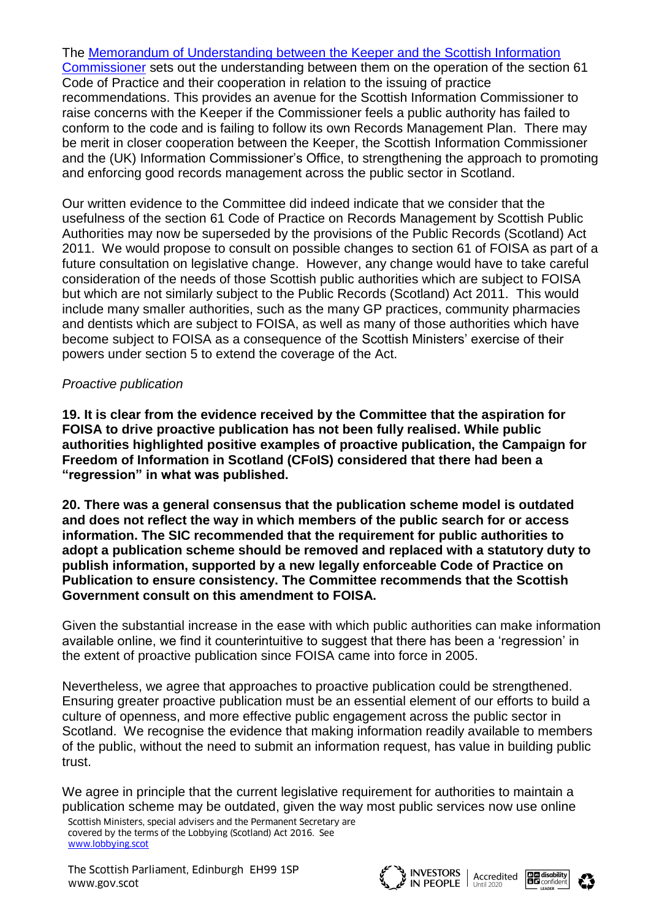The [Memorandum of Understanding between the Keeper and the Scottish Information Commissioner] sets out the understanding between them on the operation of the section 61 Code of Practice and their cooperation in relation to the issuing of practice recommendations. This provides an avenue for the Scottish Information Commissioner to raise concerns with the Keeper if the Commissioner feels a public authority has failed to conform to the code and is failing to follow its own Records Management Plan. There may be merit in closer cooperation between the Keeper, the Scottish Information Commissioner and the (UK) Information Commissioner's Office, to strengthening the approach to promoting and enforcing good records management across the public sector in Scotland.

Our written evidence to the Committee did indeed indicate that we consider that the usefulness of the section 61 Code of Practice on Records Management by Scottish Public Authorities may now be superseded by the provisions of the Public Records (Scotland) Act 2011. We would propose to consult on possible changes to section 61 of FOISA as part of a future consultation on legislative change. However, any change would have to take careful consideration of the needs of those Scottish public authorities which are subject to FOISA but which are not similarly subject to the Public Records (Scotland) Act 2011. This would include many smaller authorities, such as the many GP practices, community pharmacies and dentists which are subject to FOISA, as well as many of those authorities which have become subject to FOISA as a consequence of the Scottish Ministers' exercise of their powers under section 5 to extend the coverage of the Act.

*Proactive publication*

**19. It is clear from the evidence received by the Committee that the aspiration for FOISA to drive proactive publication has not been fully realised. While public authorities highlighted positive examples of proactive publication, the Campaign for Freedom of Information in Scotland (CFoIS) considered that there had been a "regression" in what was published.**

**20. There was a general consensus that the publication scheme model is outdated and does not reflect the way in which members of the public search for or access information. The SIC recommended that the requirement for public authorities to adopt a publication scheme should be removed and replaced with a statutory duty to publish information, supported by a new legally enforceable Code of Practice on Publication to ensure consistency. The Committee recommends that the Scottish Government consult on this amendment to FOISA.**

Given the substantial increase in the ease with which public authorities can make information available online, we find it counterintuitive to suggest that there has been a 'regression' in the extent of proactive publication since FOISA came into force in 2005.

Nevertheless, we agree that approaches to proactive publication could be strengthened. Ensuring greater proactive publication must be an essential element of our efforts to build a culture of openness, and more effective public engagement across the public sector in Scotland. We recognise the evidence that making information readily available to members of the public, without the need to submit an information request, has value in building public trust.

We agree in principle that the current legislative requirement for authorities to maintain a publication scheme may be outdated, given the way most public services now use online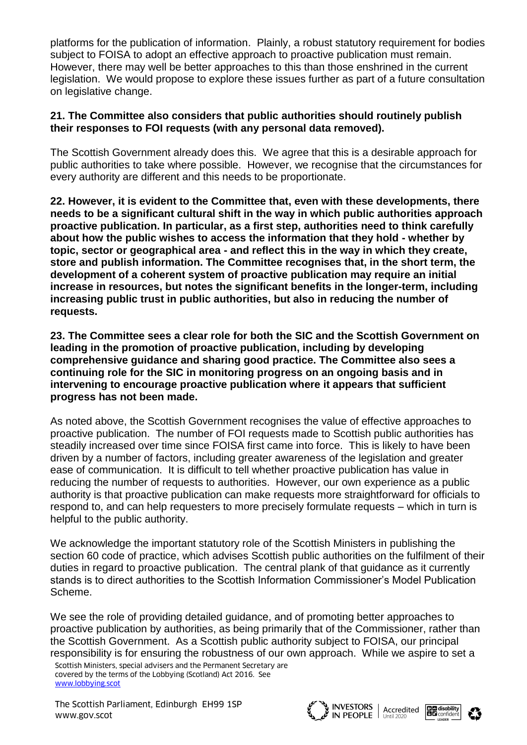platforms for the publication of information. Plainly, a robust statutory requirement for bodies subject to FOISA to adopt an effective approach to proactive publication must remain. However, there may well be better approaches to this than those enshrined in the current legislation. We would propose to explore these issues further as part of a future consultation on legislative change.

**21. The Committee also considers that public authorities should routinely publish their responses to FOI requests (with any personal data removed).**

The Scottish Government already does this. We agree that this is a desirable approach for public authorities to take where possible. However, we recognise that the circumstances for every authority are different and this needs to be proportionate.

**22. However, it is evident to the Committee that, even with these developments, there needs to be a significant cultural shift in the way in which public authorities approach proactive publication. In particular, as a first step, authorities need to think carefully about how the public wishes to access the information that they hold - whether by topic, sector or geographical area - and reflect this in the way in which they create, store and publish information. The Committee recognises that, in the short term, the development of a coherent system of proactive publication may require an initial increase in resources, but notes the significant benefits in the longer-term, including increasing public trust in public authorities, but also in reducing the number of requests.**

**23. The Committee sees a clear role for both the SIC and the Scottish Government on leading in the promotion of proactive publication, including by developing comprehensive guidance and sharing good practice. The Committee also sees a continuing role for the SIC in monitoring progress on an ongoing basis and in intervening to encourage proactive publication where it appears that sufficient progress has not been made.**

As noted above, the Scottish Government recognises the value of effective approaches to proactive publication. The number of FOI requests made to Scottish public authorities has steadily increased over time since FOISA first came into force. This is likely to have been driven by a number of factors, including greater awareness of the legislation and greater ease of communication. It is difficult to tell whether proactive publication has value in reducing the number of requests to authorities. However, our own experience as a public authority is that proactive publication can make requests more straightforward for officials to respond to, and can help requesters to more precisely formulate requests – which in turn is helpful to the public authority.

We acknowledge the important statutory role of the Scottish Ministers in publishing the section 60 code of practice, which advises Scottish public authorities on the fulfilment of their duties in regard to proactive publication. The central plank of that guidance as it currently stands is to direct authorities to the Scottish Information Commissioner's Model Publication Scheme.

We see the role of providing detailed guidance, and of promoting better approaches to proactive publication by authorities, as being primarily that of the Commissioner, rather than the Scottish Government. As a Scottish public authority subject to FOISA, our principal responsibility is for ensuring the robustness of our own approach. While we aspire to set a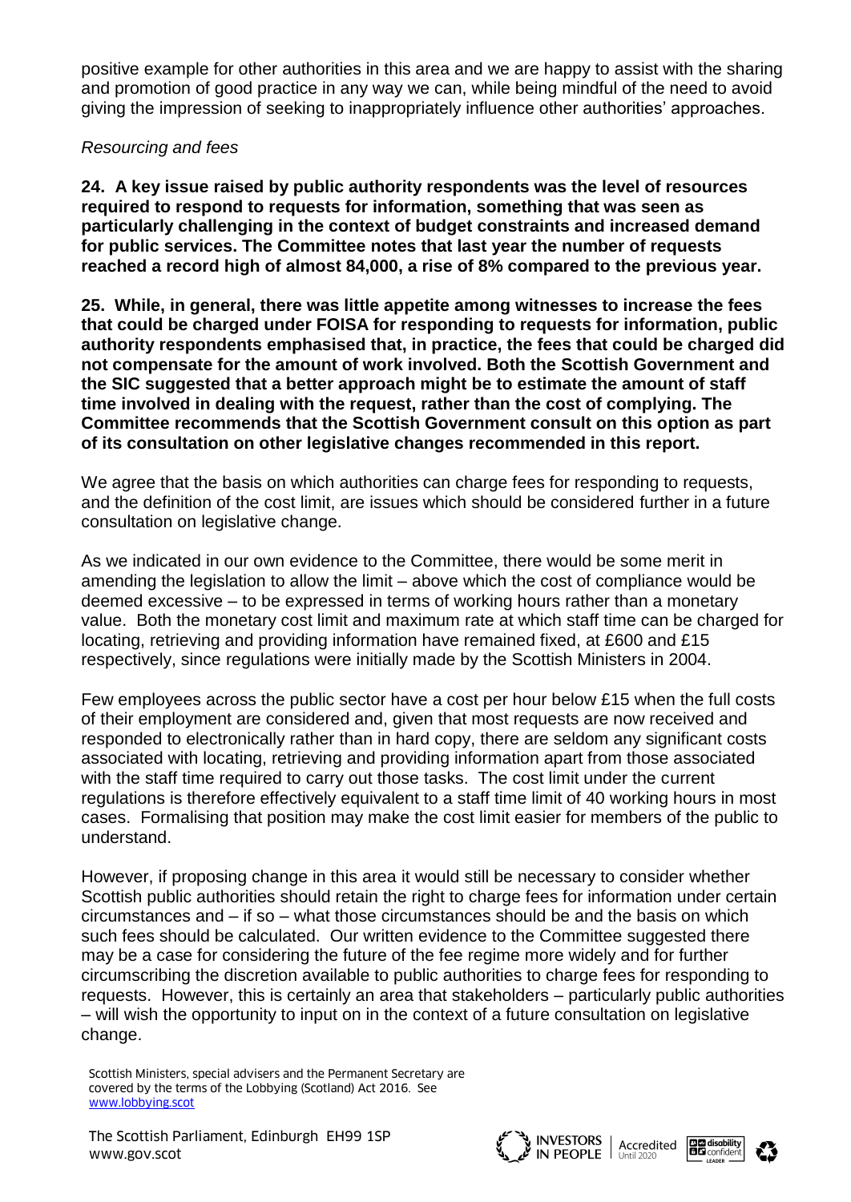positive example for other authorities in this area and we are happy to assist with the sharing and promotion of good practice in any way we can, while being mindful of the need to avoid giving the impression of seeking to inappropriately influence other authorities' approaches.

*Resourcing and fees*

**24. A key issue raised by public authority respondents was the level of resources required to respond to requests for information, something that was seen as particularly challenging in the context of budget constraints and increased demand for public services. The Committee notes that last year the number of requests reached a record high of almost 84,000, a rise of 8% compared to the previous year.**

**25. While, in general, there was little appetite among witnesses to increase the fees that could be charged under FOISA for responding to requests for information, public authority respondents emphasised that, in practice, the fees that could be charged did not compensate for the amount of work involved. Both the Scottish Government and the SIC suggested that a better approach might be to estimate the amount of staff time involved in dealing with the request, rather than the cost of complying. The Committee recommends that the Scottish Government consult on this option as part of its consultation on other legislative changes recommended in this report.**

We agree that the basis on which authorities can charge fees for responding to requests, and the definition of the cost limit, are issues which should be considered further in a future consultation on legislative change.

As we indicated in our own evidence to the Committee, there would be some merit in amending the legislation to allow the limit – above which the cost of compliance would be deemed excessive – to be expressed in terms of working hours rather than a monetary value. Both the monetary cost limit and maximum rate at which staff time can be charged for locating, retrieving and providing information have remained fixed, at £600 and £15 respectively, since regulations were initially made by the Scottish Ministers in 2004.

Few employees across the public sector have a cost per hour below £15 when the full costs of their employment are considered and, given that most requests are now received and responded to electronically rather than in hard copy, there are seldom any significant costs associated with locating, retrieving and providing information apart from those associated with the staff time required to carry out those tasks. The cost limit under the current regulations is therefore effectively equivalent to a staff time limit of 40 working hours in most cases. Formalising that position may make the cost limit easier for members of the public to understand.

However, if proposing change in this area it would still be necessary to consider whether Scottish public authorities should retain the right to charge fees for information under certain circumstances and – if so – what those circumstances should be and the basis on which such fees should be calculated. Our written evidence to the Committee suggested there may be a case for considering the future of the fee regime more widely and for further circumscribing the discretion available to public authorities to charge fees for responding to requests. However, this is certainly an area that stakeholders – particularly public authorities – will wish the opportunity to input on in the context of a future consultation on legislative change.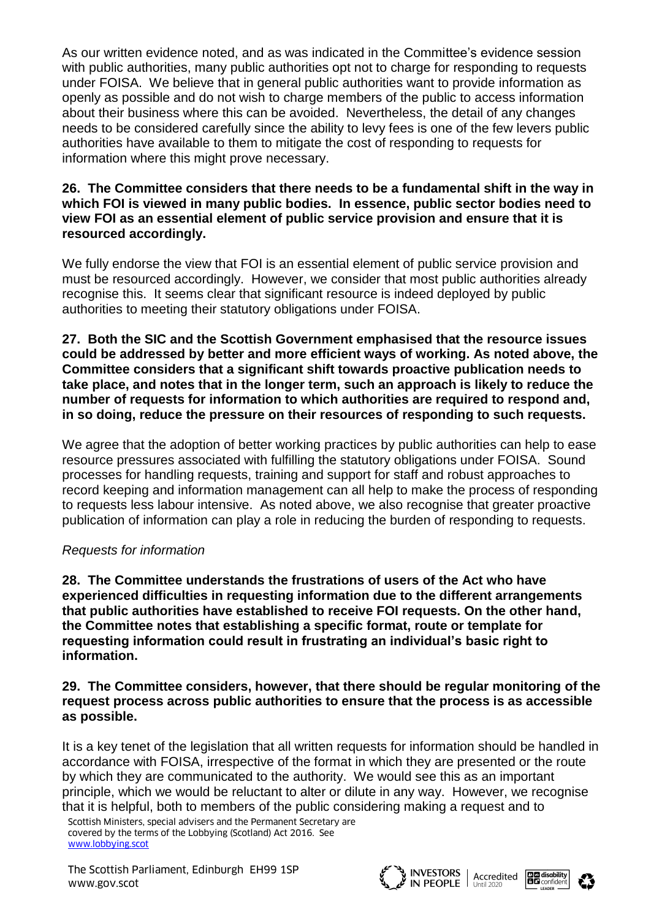As our written evidence noted, and as was indicated in the Committee's evidence session with public authorities, many public authorities opt not to charge for responding to requests under FOISA. We believe that in general public authorities want to provide information as openly as possible and do not wish to charge members of the public to access information about their business where this can be avoided. Nevertheless, the detail of any changes needs to be considered carefully since the ability to levy fees is one of the few levers public authorities have available to them to mitigate the cost of responding to requests for information where this might prove necessary.

**26. The Committee considers that there needs to be a fundamental shift in the way in which FOI is viewed in many public bodies. In essence, public sector bodies need to view FOI as an essential element of public service provision and ensure that it is resourced accordingly.**

We fully endorse the view that FOI is an essential element of public service provision and must be resourced accordingly. However, we consider that most public authorities already recognise this. It seems clear that significant resource is indeed deployed by public authorities to meeting their statutory obligations under FOISA.

**27. Both the SIC and the Scottish Government emphasised that the resource issues could be addressed by better and more efficient ways of working. As noted above, the Committee considers that a significant shift towards proactive publication needs to take place, and notes that in the longer term, such an approach is likely to reduce the number of requests for information to which authorities are required to respond and, in so doing, reduce the pressure on their resources of responding to such requests.**

We agree that the adoption of better working practices by public authorities can help to ease resource pressures associated with fulfilling the statutory obligations under FOISA. Sound processes for handling requests, training and support for staff and robust approaches to record keeping and information management can all help to make the process of responding to requests less labour intensive. As noted above, we also recognise that greater proactive publication of information can play a role in reducing the burden of responding to requests.

*Requests for information*

**28. The Committee understands the frustrations of users of the Act who have experienced difficulties in requesting information due to the different arrangements that public authorities have established to receive FOI requests. On the other hand, the Committee notes that establishing a specific format, route or template for requesting information could result in frustrating an individual's basic right to information.**

**29. The Committee considers, however, that there should be regular monitoring of the request process across public authorities to ensure that the process is as accessible as possible.**

It is a key tenet of the legislation that all written requests for information should be handled in accordance with FOISA, irrespective of the format in which they are presented or the route by which they are communicated to the authority. We would see this as an important principle, which we would be reluctant to alter or dilute in any way. However, we recognise that it is helpful, both to members of the public considering making a request and to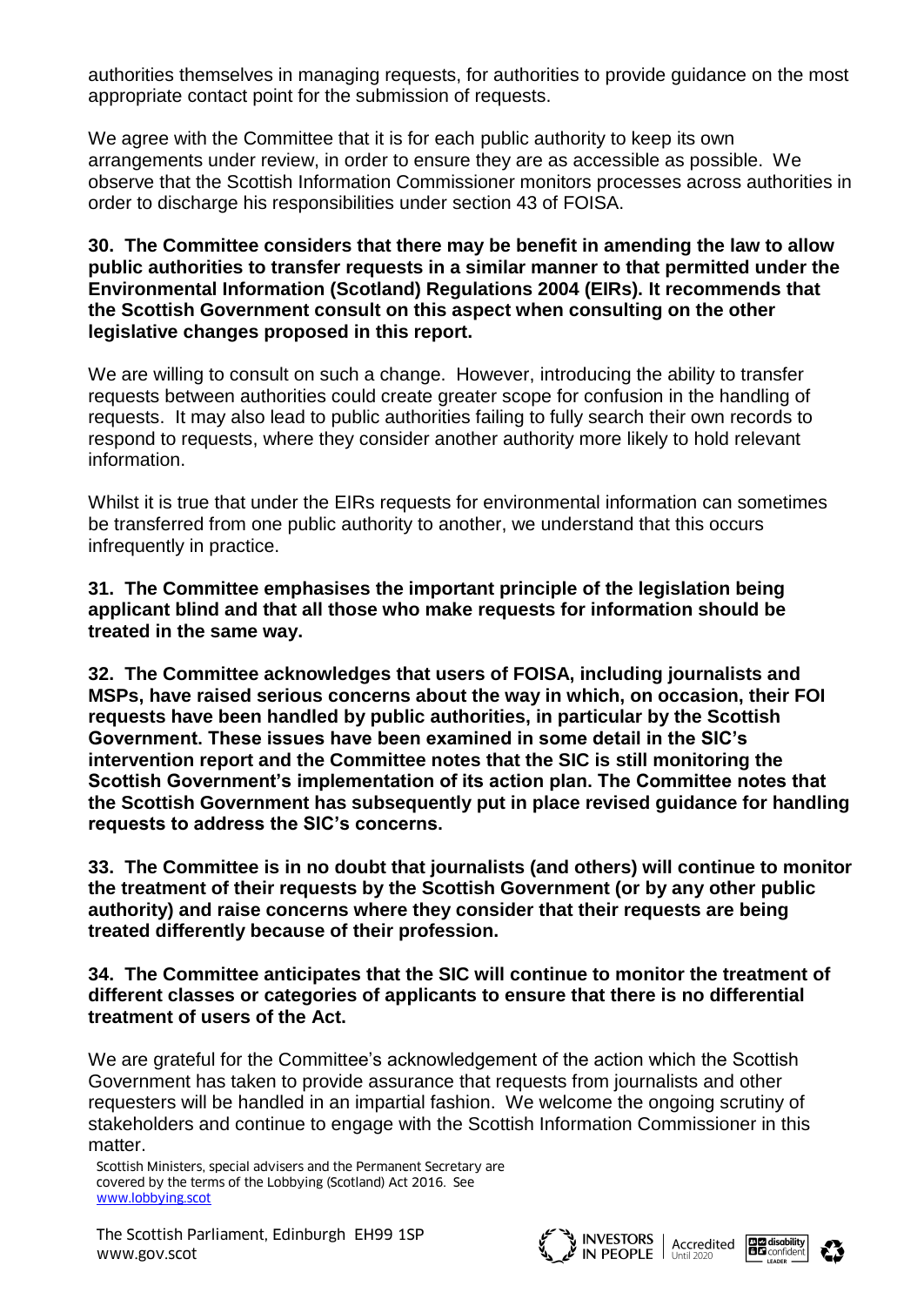authorities themselves in managing requests, for authorities to provide guidance on the most appropriate contact point for the submission of requests.

We agree with the Committee that it is for each public authority to keep its own arrangements under review, in order to ensure they are as accessible as possible. We observe that the Scottish Information Commissioner monitors processes across authorities in order to discharge his responsibilities under section 43 of FOISA.

**30. The Committee considers that there may be benefit in amending the law to allow public authorities to transfer requests in a similar manner to that permitted under the Environmental Information (Scotland) Regulations 2004 (EIRs). It recommends that the Scottish Government consult on this aspect when consulting on the other legislative changes proposed in this report.**

We are willing to consult on such a change. However, introducing the ability to transfer requests between authorities could create greater scope for confusion in the handling of requests. It may also lead to public authorities failing to fully search their own records to respond to requests, where they consider another authority more likely to hold relevant information.

Whilst it is true that under the EIRs requests for environmental information can sometimes be transferred from one public authority to another, we understand that this occurs infrequently in practice.

**31. The Committee emphasises the important principle of the legislation being applicant blind and that all those who make requests for information should be treated in the same way.**

**32. The Committee acknowledges that users of FOISA, including journalists and MSPs, have raised serious concerns about the way in which, on occasion, their FOI requests have been handled by public authorities, in particular by the Scottish Government. These issues have been examined in some detail in the SIC's intervention report and the Committee notes that the SIC is still monitoring the Scottish Government's implementation of its action plan. The Committee notes that the Scottish Government has subsequently put in place revised guidance for handling requests to address the SIC's concerns.**

**33. The Committee is in no doubt that journalists (and others) will continue to monitor the treatment of their requests by the Scottish Government (or by any other public authority) and raise concerns where they consider that their requests are being treated differently because of their profession.**

**34. The Committee anticipates that the SIC will continue to monitor the treatment of different classes or categories of applicants to ensure that there is no differential treatment of users of the Act.**

We are grateful for the Committee's acknowledgement of the action which the Scottish Government has taken to provide assurance that requests from journalists and other requesters will be handled in an impartial fashion. We welcome the ongoing scrutiny of stakeholders and continue to engage with the Scottish Information Commissioner in this matter.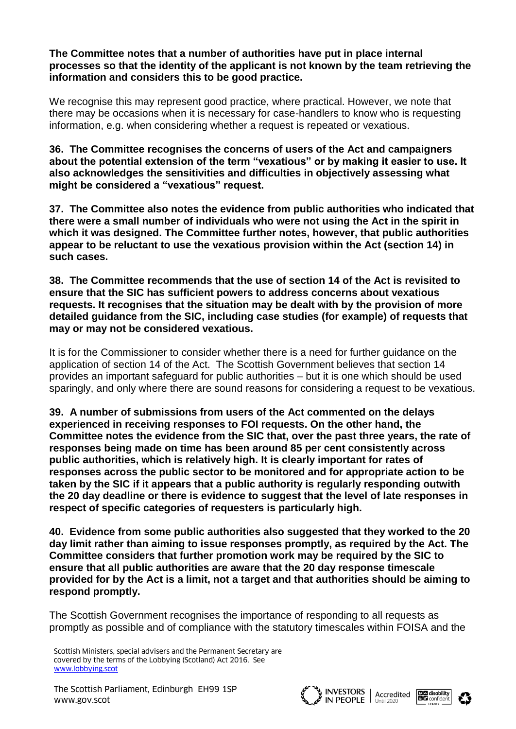**The Committee notes that a number of authorities have put in place internal processes so that the identity of the applicant is not known by the team retrieving the information and considers this to be good practice.**

We recognise this may represent good practice, where practical. However, we note that there may be occasions when it is necessary for case-handlers to know who is requesting information, e.g. when considering whether a request is repeated or vexatious.

**36. The Committee recognises the concerns of users of the Act and campaigners about the potential extension of the term "vexatious" or by making it easier to use. It also acknowledges the sensitivities and difficulties in objectively assessing what might be considered a "vexatious" request.**

**37. The Committee also notes the evidence from public authorities who indicated that there were a small number of individuals who were not using the Act in the spirit in which it was designed. The Committee further notes, however, that public authorities appear to be reluctant to use the vexatious provision within the Act (section 14) in such cases.**

**38. The Committee recommends that the use of section 14 of the Act is revisited to ensure that the SIC has sufficient powers to address concerns about vexatious requests. It recognises that the situation may be dealt with by the provision of more detailed guidance from the SIC, including case studies (for example) of requests that may or may not be considered vexatious.**

It is for the Commissioner to consider whether there is a need for further guidance on the application of section 14 of the Act. The Scottish Government believes that section 14 provides an important safeguard for public authorities – but it is one which should be used sparingly, and only where there are sound reasons for considering a request to be vexatious.

**39. A number of submissions from users of the Act commented on the delays experienced in receiving responses to FOI requests. On the other hand, the Committee notes the evidence from the SIC that, over the past three years, the rate of responses being made on time has been around 85 per cent consistently across public authorities, which is relatively high. It is clearly important for rates of responses across the public sector to be monitored and for appropriate action to be taken by the SIC if it appears that a public authority is regularly responding outwith the 20 day deadline or there is evidence to suggest that the level of late responses in respect of specific categories of requesters is particularly high.**

**40. Evidence from some public authorities also suggested that they worked to the 20 day limit rather than aiming to issue responses promptly, as required by the Act. The Committee considers that further promotion work may be required by the SIC to ensure that all public authorities are aware that the 20 day response timescale provided for by the Act is a limit, not a target and that authorities should be aiming to respond promptly.**

The Scottish Government recognises the importance of responding to all requests as promptly as possible and of compliance with the statutory timescales within FOISA and the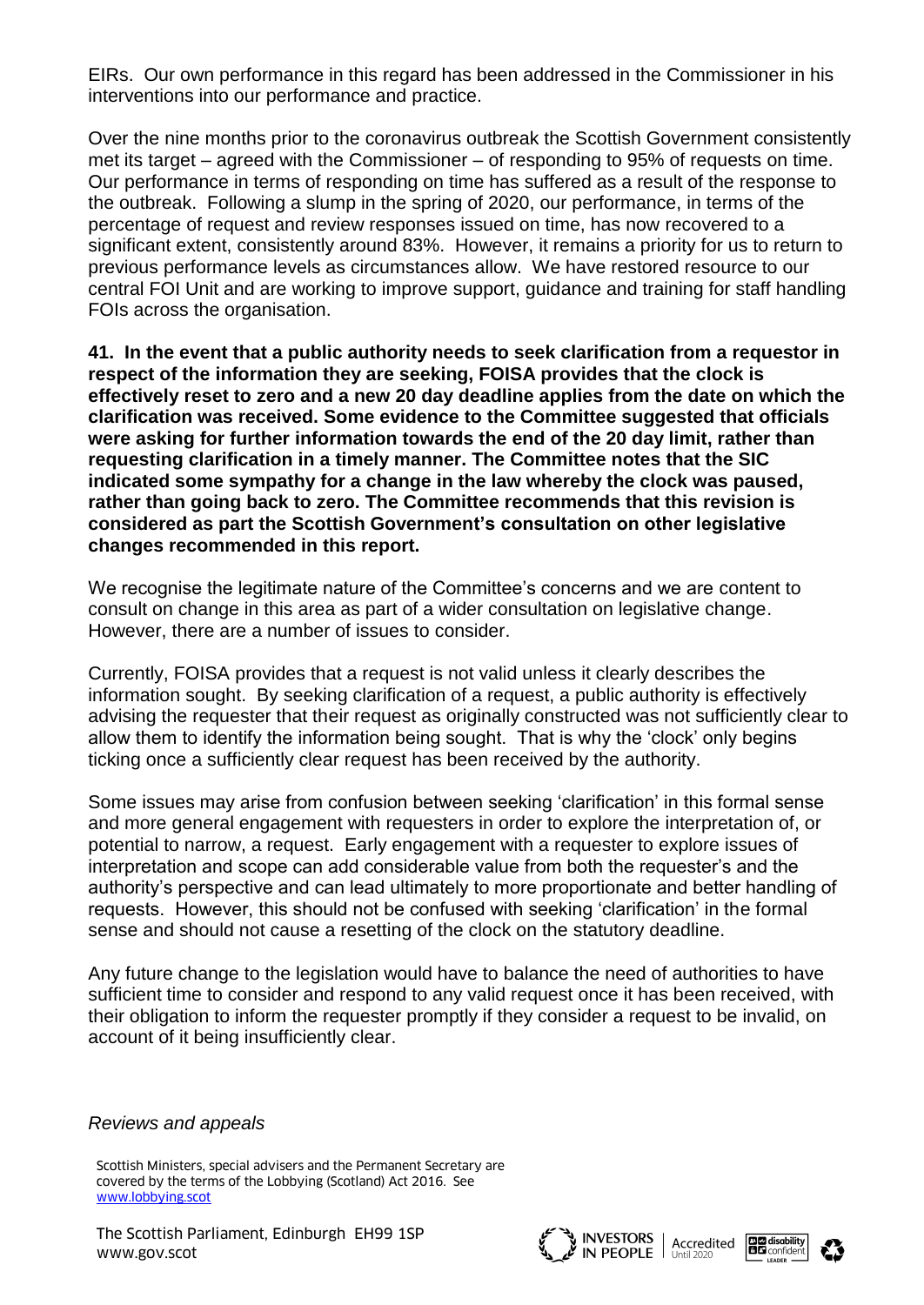EIRs. Our own performance in this regard has been addressed in the Commissioner in his interventions into our performance and practice.

Over the nine months prior to the coronavirus outbreak the Scottish Government consistently met its target – agreed with the Commissioner – of responding to 95% of requests on time. Our performance in terms of responding on time has suffered as a result of the response to the outbreak. Following a slump in the spring of 2020, our performance, in terms of the percentage of request and review responses issued on time, has now recovered to a significant extent, consistently around 83%. However, it remains a priority for us to return to previous performance levels as circumstances allow. We have restored resource to our central FOI Unit and are working to improve support, guidance and training for staff handling FOIs across the organisation.

**41. In the event that a public authority needs to seek clarification from a requestor in respect of the information they are seeking, FOISA provides that the clock is effectively reset to zero and a new 20 day deadline applies from the date on which the clarification was received. Some evidence to the Committee suggested that officials were asking for further information towards the end of the 20 day limit, rather than requesting clarification in a timely manner. The Committee notes that the SIC indicated some sympathy for a change in the law whereby the clock was paused, rather than going back to zero. The Committee recommends that this revision is considered as part the Scottish Government's consultation on other legislative changes recommended in this report.**

We recognise the legitimate nature of the Committee's concerns and we are content to consult on change in this area as part of a wider consultation on legislative change. However, there are a number of issues to consider.

Currently, FOISA provides that a request is not valid unless it clearly describes the information sought. By seeking clarification of a request, a public authority is effectively advising the requester that their request as originally constructed was not sufficiently clear to allow them to identify the information being sought. That is why the 'clock' only begins ticking once a sufficiently clear request has been received by the authority.

Some issues may arise from confusion between seeking 'clarification' in this formal sense and more general engagement with requesters in order to explore the interpretation of, or potential to narrow, a request. Early engagement with a requester to explore issues of interpretation and scope can add considerable value from both the requester's and the authority's perspective and can lead ultimately to more proportionate and better handling of requests. However, this should not be confused with seeking 'clarification' in the formal sense and should not cause a resetting of the clock on the statutory deadline.

Any future change to the legislation would have to balance the need of authorities to have sufficient time to consider and respond to any valid request once it has been received, with their obligation to inform the requester promptly if they consider a request to be invalid, on account of it being insufficiently clear.

*Reviews and appeals*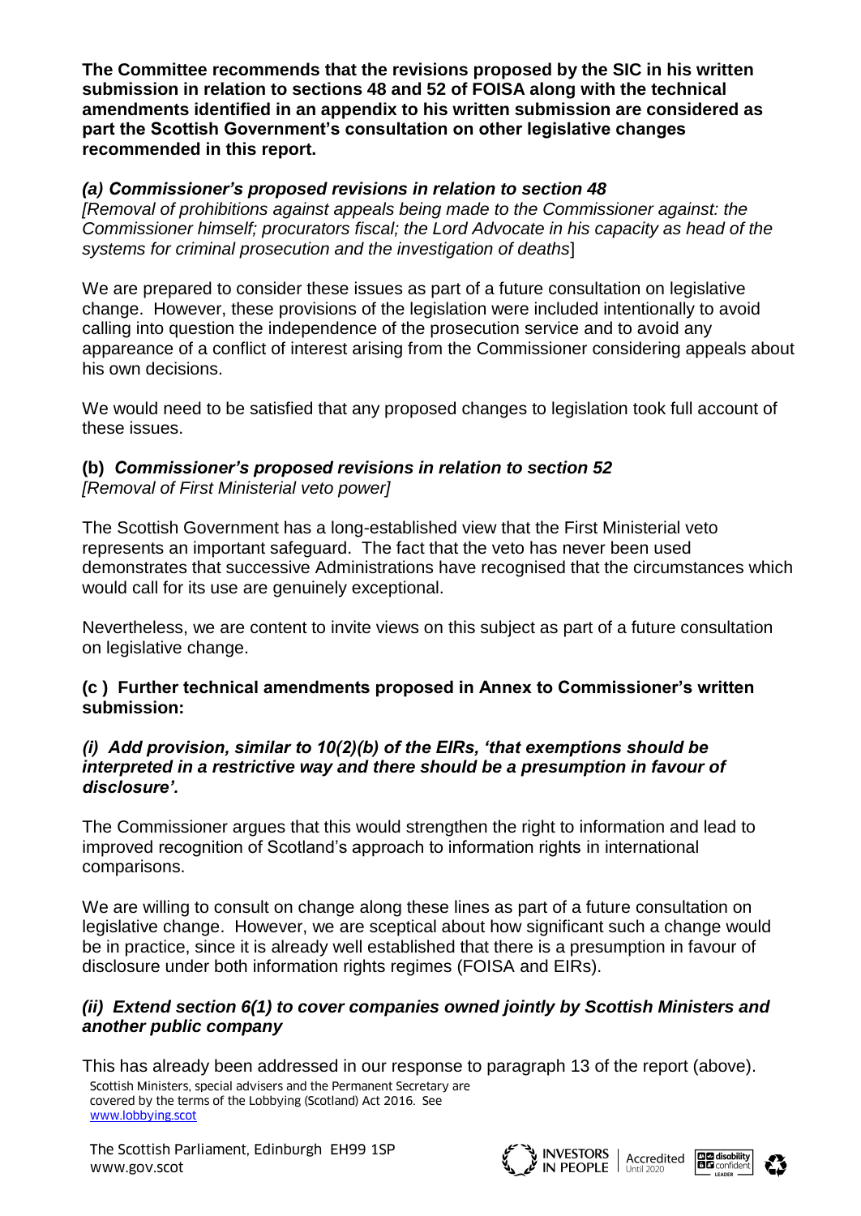**The Committee recommends that the revisions proposed by the SIC in his written submission in relation to sections 48 and 52 of FOISA along with the technical amendments identified in an appendix to his written submission are considered as part the Scottish Government's consultation on other legislative changes recommended in this report.**

### *(a) Commissioner's proposed revisions in relation to section 48*

*[Removal of prohibitions against appeals being made to the Commissioner against: the Commissioner himself; procurators fiscal; the Lord Advocate in his capacity as head of the systems for criminal prosecution and the investigation of deaths*]

We are prepared to consider these issues as part of a future consultation on legislative change. However, these provisions of the legislation were included intentionally to avoid calling into question the independence of the prosecution service and to avoid any appareance of a conflict of interest arising from the Commissioner considering appeals about his own decisions.

We would need to be satisfied that any proposed changes to legislation took full account of these issues.

### **(b)** ***Commissioner's proposed revisions in relation to section 52***

*[Removal of First Ministerial veto power]*

The Scottish Government has a long-established view that the First Ministerial veto represents an important safeguard. The fact that the veto has never been used demonstrates that successive Administrations have recognised that the circumstances which would call for its use are genuinely exceptional.

Nevertheless, we are content to invite views on this subject as part of a future consultation on legislative change.

### **(c ) Further technical amendments proposed in Annex to Commissioner's written submission:**

#### ***(i) Add provision, similar to 10(2)(b) of the EIRs, 'that exemptions should be interpreted in a restrictive way and there should be a presumption in favour of disclosure'.***

The Commissioner argues that this would strengthen the right to information and lead to improved recognition of Scotland's approach to information rights in international comparisons.

We are willing to consult on change along these lines as part of a future consultation on legislative change. However, we are sceptical about how significant such a change would be in practice, since it is already well established that there is a presumption in favour of disclosure under both information rights regimes (FOISA and EIRs).

#### ***(ii) Extend section 6(1) to cover companies owned jointly by Scottish Ministers and another public company***

This has already been addressed in our response to paragraph 13 of the report (above).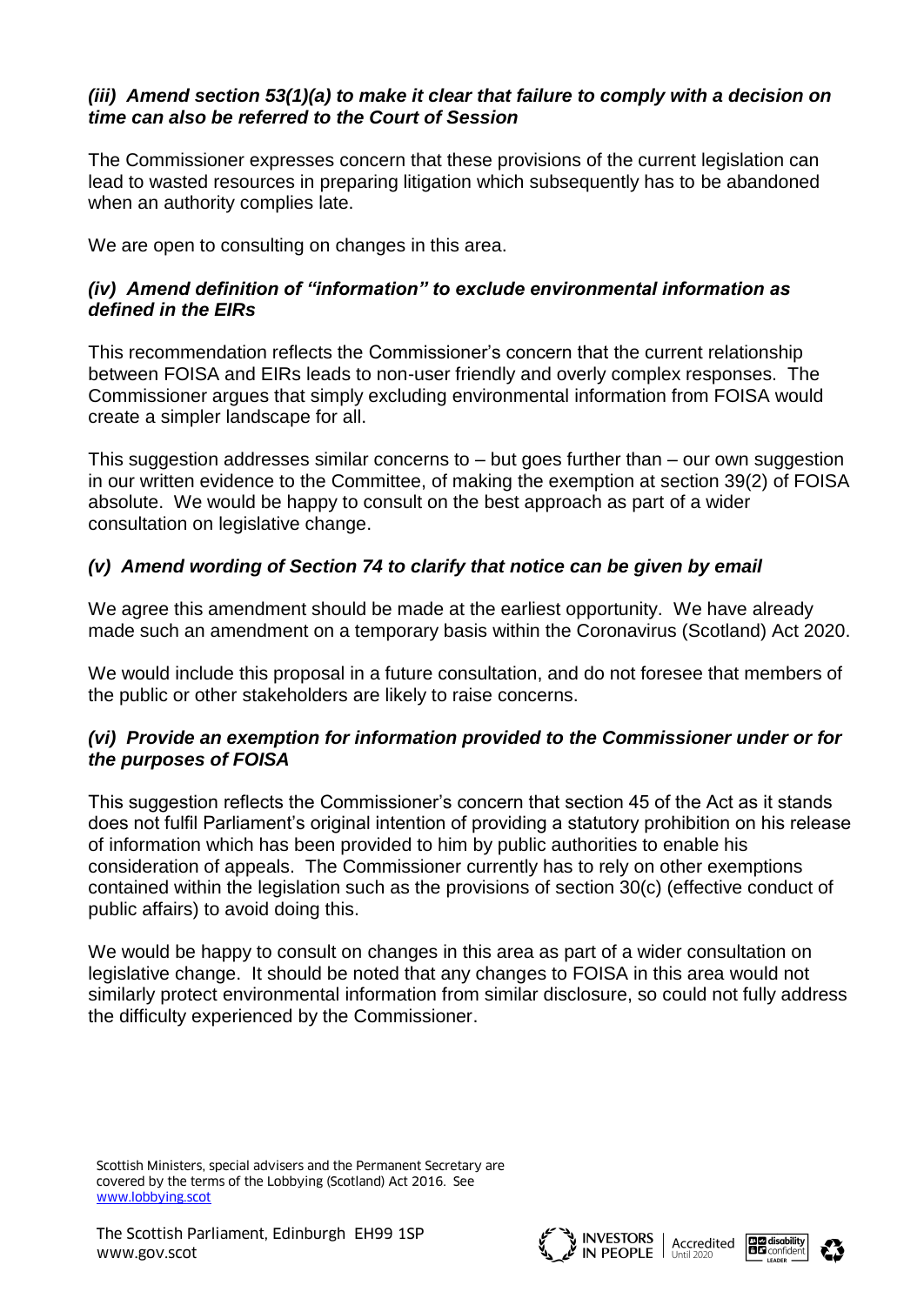### *(iii) Amend section 53(1)(a) to make it clear that failure to comply with a decision on time can also be referred to the Court of Session*

The Commissioner expresses concern that these provisions of the current legislation can lead to wasted resources in preparing litigation which subsequently has to be abandoned when an authority complies late.

We are open to consulting on changes in this area.

### *(iv) Amend definition of "information" to exclude environmental information as defined in the EIRs*

This recommendation reflects the Commissioner's concern that the current relationship between FOISA and EIRs leads to non-user friendly and overly complex responses. The Commissioner argues that simply excluding environmental information from FOISA would create a simpler landscape for all.

This suggestion addresses similar concerns to – but goes further than – our own suggestion in our written evidence to the Committee, of making the exemption at section 39(2) of FOISA absolute. We would be happy to consult on the best approach as part of a wider consultation on legislative change.

### *(v) Amend wording of Section 74 to clarify that notice can be given by email*

We agree this amendment should be made at the earliest opportunity. We have already made such an amendment on a temporary basis within the Coronavirus (Scotland) Act 2020.

We would include this proposal in a future consultation, and do not foresee that members of the public or other stakeholders are likely to raise concerns.

### *(vi) Provide an exemption for information provided to the Commissioner under or for the purposes of FOISA*

This suggestion reflects the Commissioner's concern that section 45 of the Act as it stands does not fulfil Parliament's original intention of providing a statutory prohibition on his release of information which has been provided to him by public authorities to enable his consideration of appeals. The Commissioner currently has to rely on other exemptions contained within the legislation such as the provisions of section 30(c) (effective conduct of public affairs) to avoid doing this.

We would be happy to consult on changes in this area as part of a wider consultation on legislative change. It should be noted that any changes to FOISA in this area would not similarly protect environmental information from similar disclosure, so could not fully address the difficulty experienced by the Commissioner.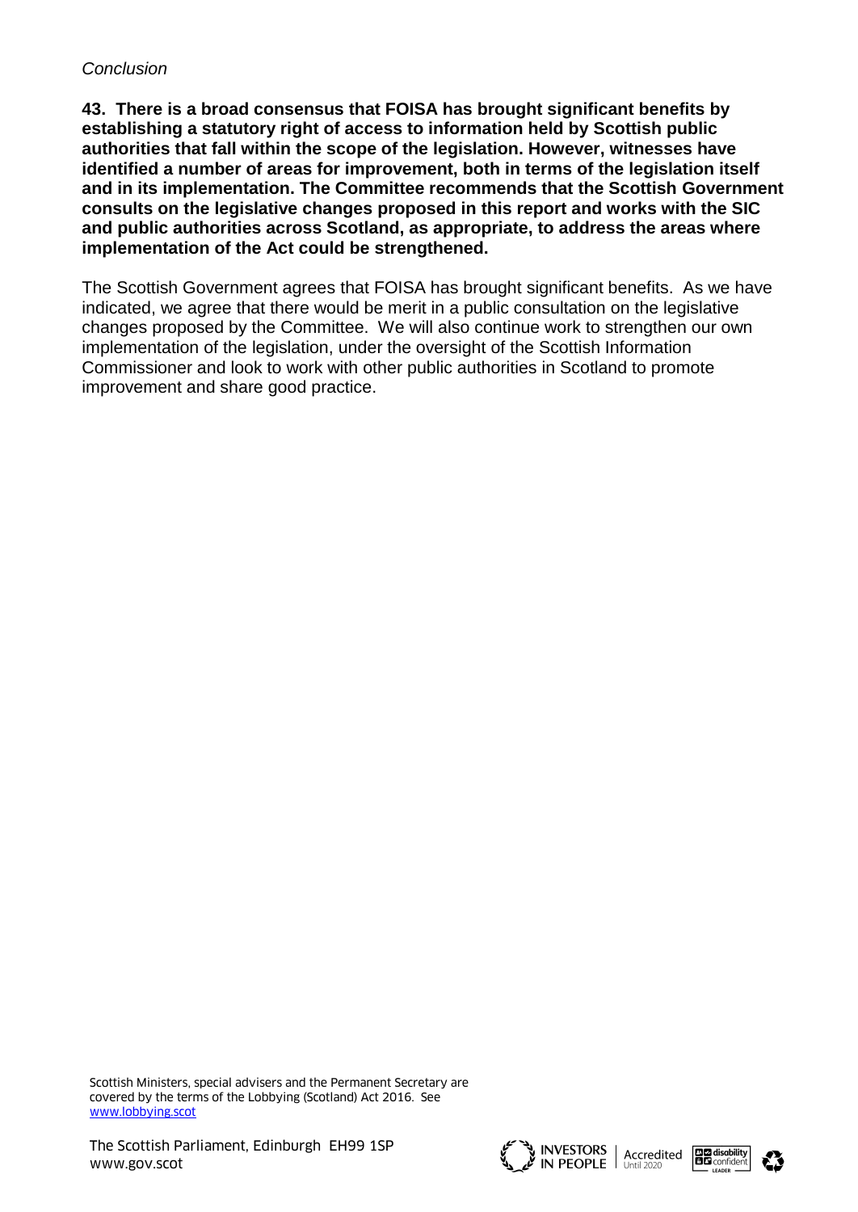*Conclusion*

**43. There is a broad consensus that FOISA has brought significant benefits by establishing a statutory right of access to information held by Scottish public authorities that fall within the scope of the legislation. However, witnesses have identified a number of areas for improvement, both in terms of the legislation itself and in its implementation. The Committee recommends that the Scottish Government consults on the legislative changes proposed in this report and works with the SIC and public authorities across Scotland, as appropriate, to address the areas where implementation of the Act could be strengthened.**

The Scottish Government agrees that FOISA has brought significant benefits. As we have indicated, we agree that there would be merit in a public consultation on the legislative changes proposed by the Committee. We will also continue work to strengthen our own implementation of the legislation, under the oversight of the Scottish Information Commissioner and look to work with other public authorities in Scotland to promote improvement and share good practice.

Scottish Ministers, special advisers and the Permanent Secretary are covered by the terms of the Lobbying (Scotland) Act 2016. See www.lobbying.scot

The Scottish Parliament, Edinburgh EH99 1SP
www.gov.scot